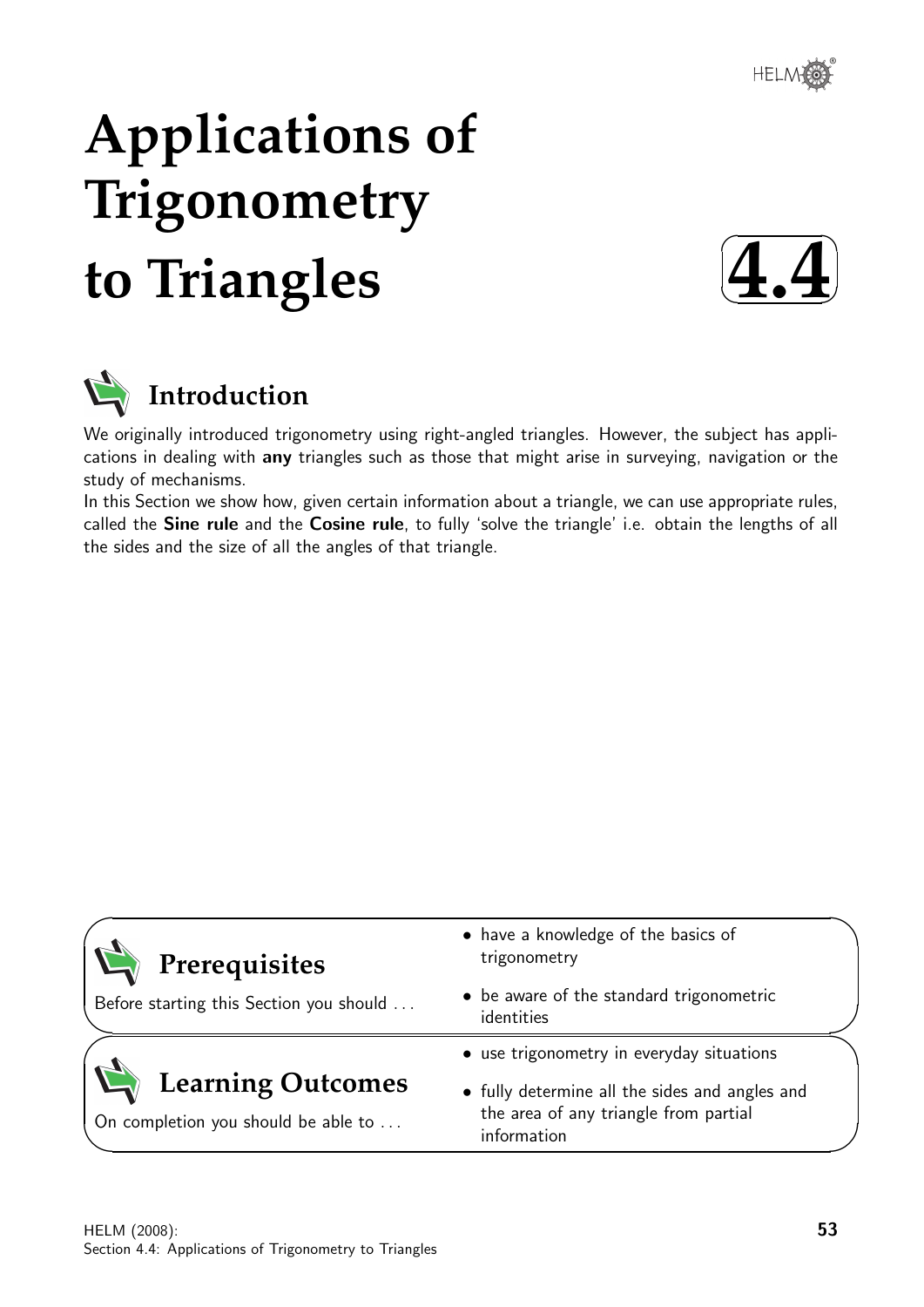# Applications of Trigonometry to Triangles

**4.4**

## Introduction

We originally introduced trigonometry using right-angled triangles. However, the subject has applications in dealing with **any** triangles such as those that might arise in surveying, navigation or the study of mechanisms.

In this Section we show how, given certain information about a triangle, we can use appropriate rules, called the **Sine rule** and the **Cosine rule**, to fully 'solve the triangle' i.e. obtain the lengths of all the sides and the size of all the angles of that triangle.

## Prerequisites

Before starting this Section you should ...

- have a knowledge of the basics of trigonometry
- be aware of the standard trigonometric identities

## Learning Outcomes

On completion you should be able to ...

- use trigonometry in everyday situations
- fully determine all the sides and angles and the area of any triangle from partial information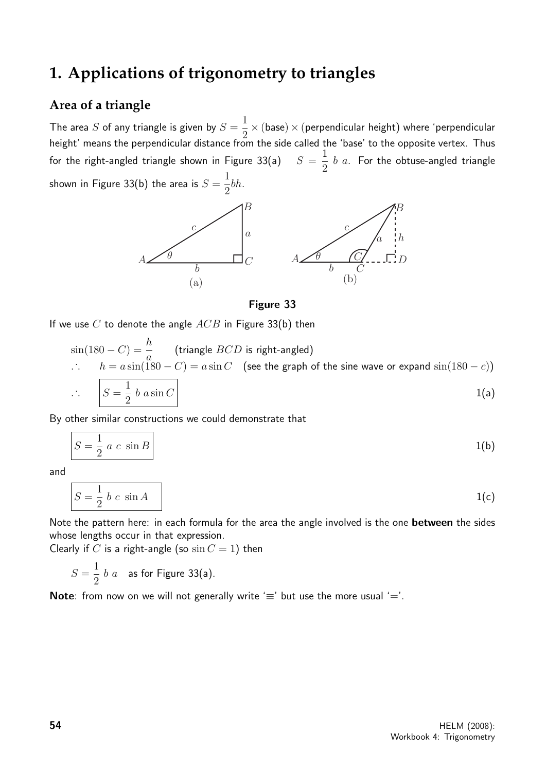# 1. Applications of trigonometry to triangles

## Area of a triangle

The area $S$ of any triangle is given by $S = \frac{1}{2} \times \text{(base)} \times \text{(perpendicular height)}$ where 'perpendicular height' means the perpendicular distance from the side called the 'base' to the opposite vertex. Thus for the right-angled triangle shown in Figure 33(a) $\quad S = \frac{1}{2}\ b\ a$. For the obtuse-angled triangle shown in Figure 33(b) the area is $S = \frac{1}{2}bh$.

**Figure 33**

If we use $C$ to denote the angle $ACB$ in Figure 33(b) then

$$\sin(180 - C) = \frac{h}{a} \qquad \text{(triangle } BCD \text{ is right-angled)}$$

$\therefore \quad h = a\sin(180 - C) = a\sin C \quad$ (see the graph of the sine wave or expand $\sin(180 - c)$)

$$\therefore \quad \boxed{S = \frac{1}{2}\ b\ a\sin C} \qquad \text{1(a)}$$

By other similar constructions we could demonstrate that

$$\boxed{S = \frac{1}{2}\ a\ c\ \sin B} \qquad \text{1(b)}$$

and

$$\boxed{S = \frac{1}{2}\ b\ c\ \sin A} \qquad \text{1(c)}$$

Note the pattern here: in each formula for the area the angle involved is the one **between** the sides whose lengths occur in that expression.

Clearly if $C$ is a right-angle (so $\sin C = 1$) then

$$S = \frac{1}{2}\ b\ a \quad \text{as for Figure 33(a).}$$

**Note**: from now on we will not generally write '$\equiv$' but use the more usual '$=$'.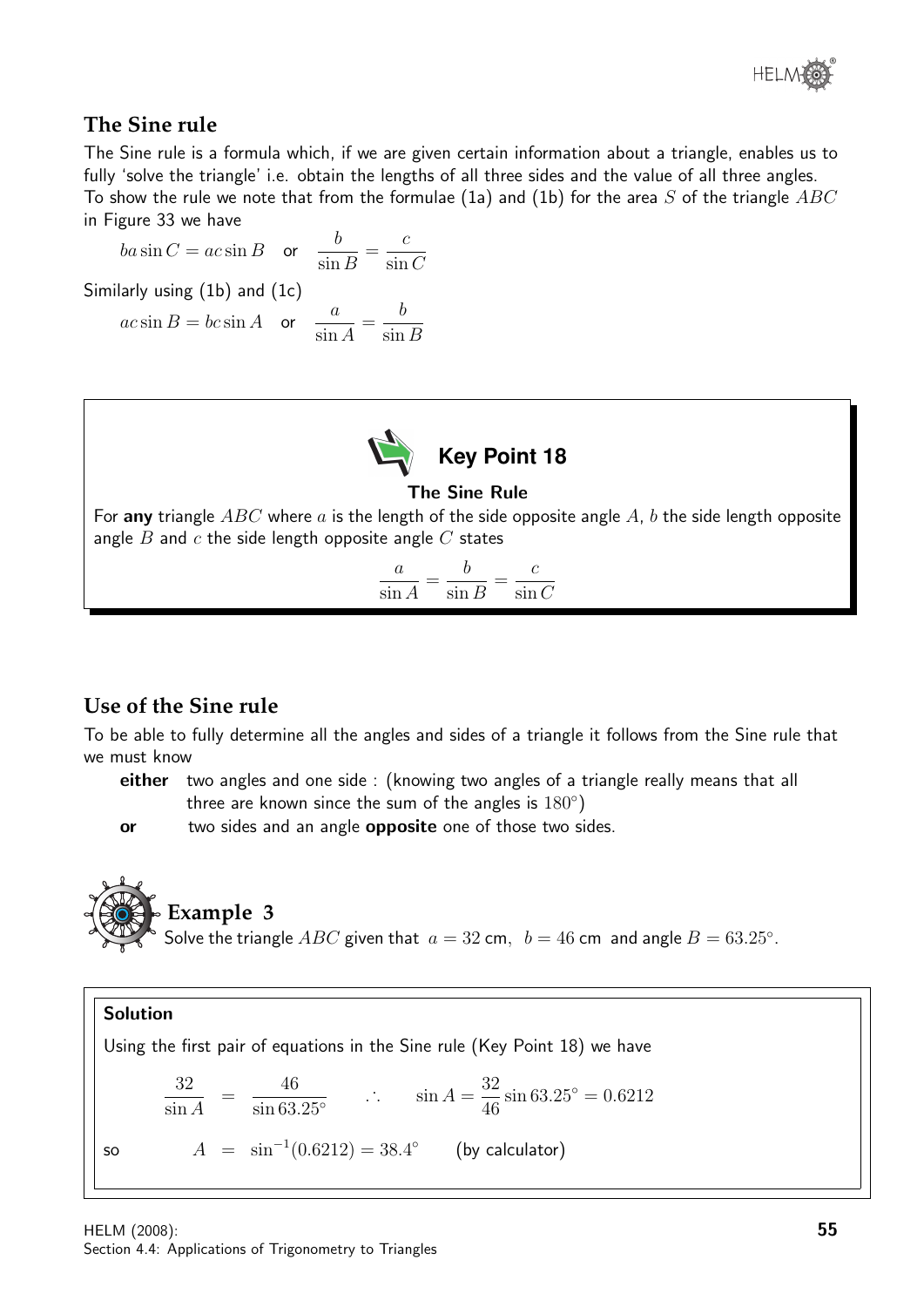## The Sine rule

The Sine rule is a formula which, if we are given certain information about a triangle, enables us to fully 'solve the triangle' i.e. obtain the lengths of all three sides and the value of all three angles. To show the rule we note that from the formulae (1a) and (1b) for the area $S$ of the triangle $ABC$ in Figure 33 we have

$$ba \sin C = ac \sin B \quad \text{or} \quad \frac{b}{\sin B} = \frac{c}{\sin C}$$

Similarly using (1b) and (1c)

$$ac \sin B = bc \sin A \quad \text{or} \quad \frac{a}{\sin A} = \frac{b}{\sin B}$$

### Key Point 18

**The Sine Rule**

For **any** triangle $ABC$ where $a$ is the length of the side opposite angle $A$, $b$ the side length opposite angle $B$ and $c$ the side length opposite angle $C$ states

$$\frac{a}{\sin A} = \frac{b}{\sin B} = \frac{c}{\sin C}$$

## Use of the Sine rule

To be able to fully determine all the angles and sides of a triangle it follows from the Sine rule that we must know

**either** two angles and one side : (knowing two angles of a triangle really means that all three are known since the sum of the angles is $180^\circ$)

**or** two sides and an angle **opposite** one of those two sides.

### Example 3

Solve the triangle $ABC$ given that $a = 32$ cm, $b = 46$ cm and angle $B = 63.25^\circ$.

**Solution**

Using the first pair of equations in the Sine rule (Key Point 18) we have

$$\frac{32}{\sin A} = \frac{46}{\sin 63.25^\circ} \qquad \therefore \qquad \sin A = \frac{32}{46}\sin 63.25^\circ = 0.6212$$

so $\quad A = \sin^{-1}(0.6212) = 38.4^\circ \qquad$ (by calculator)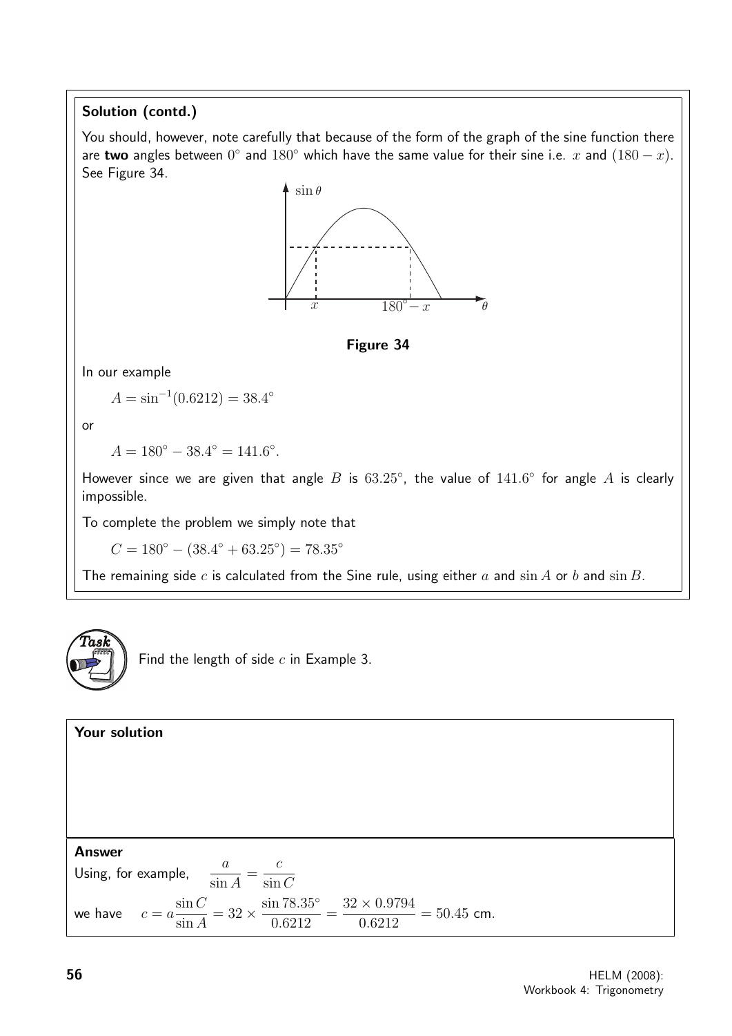**Solution (contd.)**

You should, however, note carefully that because of the form of the graph of the sine function there are **two** angles between $0^\circ$ and $180^\circ$ which have the same value for their sine i.e. $x$ and $(180 - x)$. See Figure 34.

**Figure 34**

In our example

$$A = \sin^{-1}(0.6212) = 38.4^\circ$$

or

$$A = 180^\circ - 38.4^\circ = 141.6^\circ.$$

However since we are given that angle $B$ is $63.25^\circ$, the value of $141.6^\circ$ for angle $A$ is clearly impossible.

To complete the problem we simply note that

$$C = 180^\circ - (38.4^\circ + 63.25^\circ) = 78.35^\circ$$

The remaining side $c$ is calculated from the Sine rule, using either $a$ and $\sin A$ or $b$ and $\sin B$.

**Task**

Find the length of side $c$ in Example 3.

**Your solution**

**Answer**

Using, for example, $\dfrac{a}{\sin A} = \dfrac{c}{\sin C}$

we have $c = a\dfrac{\sin C}{\sin A} = 32 \times \dfrac{\sin 78.35^\circ}{0.6212} = \dfrac{32 \times 0.9794}{0.6212} = 50.45$ cm.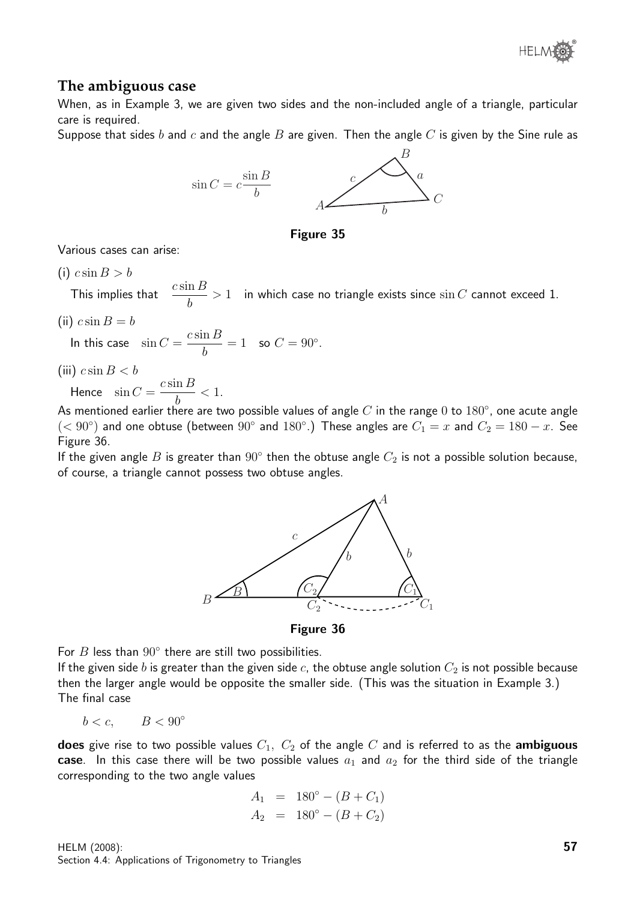## The ambiguous case

When, as in Example 3, we are given two sides and the non-included angle of a triangle, particular care is required.

Suppose that sides $b$ and $c$ and the angle $B$ are given. Then the angle $C$ is given by the Sine rule as

$$\sin C = c\frac{\sin B}{b}$$

Figure 35

Various cases can arise:

(i) $c \sin B > b$

This implies that $\dfrac{c \sin B}{b} > 1$ in which case no triangle exists since $\sin C$ cannot exceed 1.

(ii) $c \sin B = b$

In this case $\sin C = \dfrac{c \sin B}{b} = 1$ so $C = 90^\circ$.

(iii) $c \sin B < b$

Hence $\sin C = \dfrac{c \sin B}{b} < 1$.

As mentioned earlier there are two possible values of angle $C$ in the range $0$ to $180^\circ$, one acute angle ($< 90^\circ$) and one obtuse (between $90^\circ$ and $180^\circ$.) These angles are $C_1 = x$ and $C_2 = 180 - x$. See Figure 36.

If the given angle $B$ is greater than $90^\circ$ then the obtuse angle $C_2$ is not a possible solution because, of course, a triangle cannot possess two obtuse angles.

Figure 36

For $B$ less than $90^\circ$ there are still two possibilities.

If the given side $b$ is greater than the given side $c$, the obtuse angle solution $C_2$ is not possible because then the larger angle would be opposite the smaller side. (This was the situation in Example 3.)

The final case

$$b < c, \qquad B < 90^\circ$$

**does** give rise to two possible values $C_1$, $C_2$ of the angle $C$ and is referred to as the **ambiguous case**. In this case there will be two possible values $a_1$ and $a_2$ for the third side of the triangle corresponding to the two angle values

$$\begin{aligned} A_1 &= 180^\circ - (B + C_1) \\ A_2 &= 180^\circ - (B + C_2) \end{aligned}$$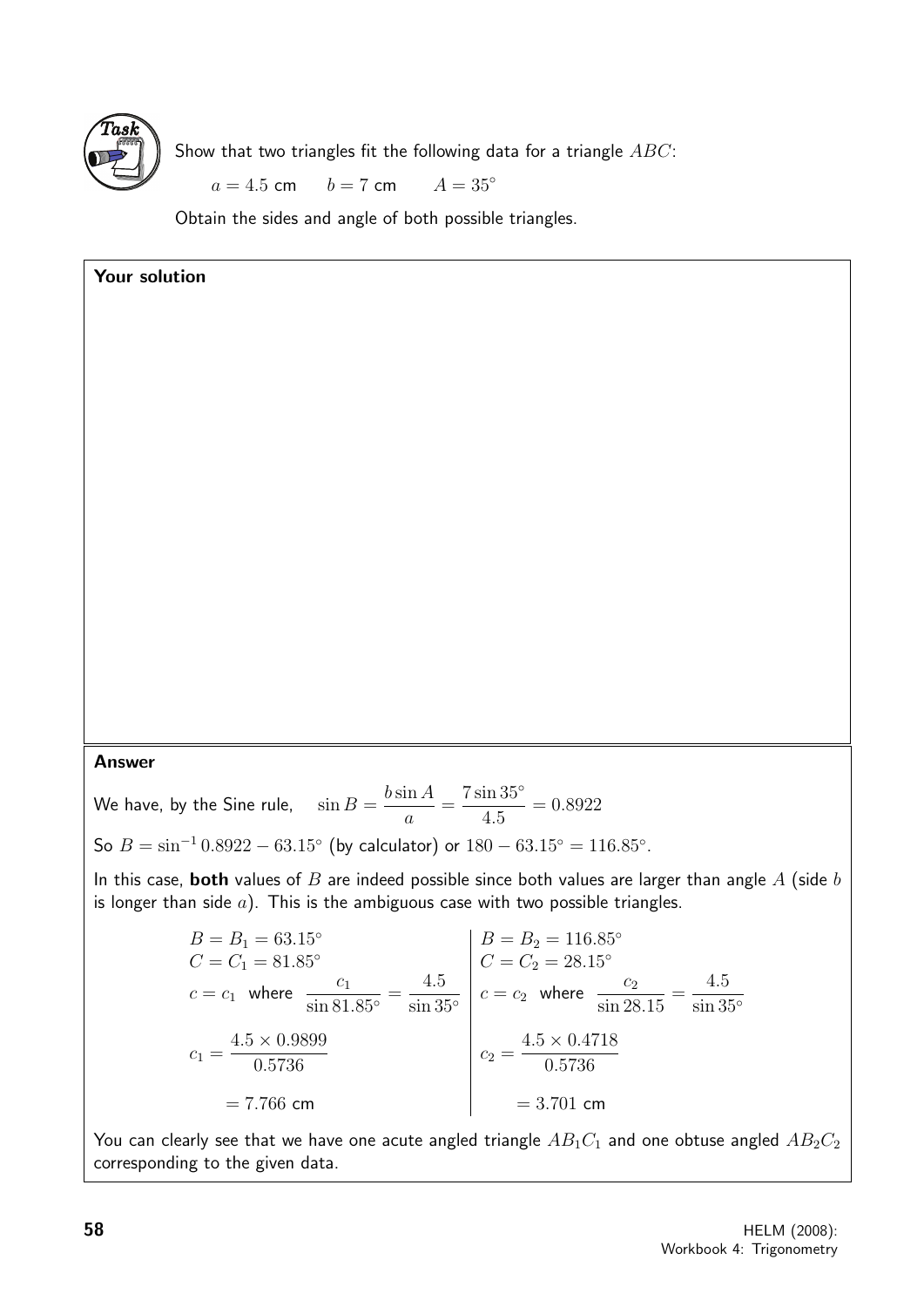**Task**

Show that two triangles fit the following data for a triangle $ABC$:

$a = 4.5$ cm $\quad b = 7$ cm $\quad A = 35^\circ$

Obtain the sides and angle of both possible triangles.

**Your solution**

**Answer**

We have, by the Sine rule, $\quad \sin B = \dfrac{b \sin A}{a} = \dfrac{7 \sin 35^\circ}{4.5} = 0.8922$

So $B = \sin^{-1} 0.8922 - 63.15^\circ$ (by calculator) or $180 - 63.15^\circ = 116.85^\circ$.

In this case, **both** values of $B$ are indeed possible since both values are larger than angle $A$ (side $b$ is longer than side $a$). This is the ambiguous case with two possible triangles.

| | |
|---|---|
| $B = B_1 = 63.15^\circ$ | $B = B_2 = 116.85^\circ$ |
| $C = C_1 = 81.85^\circ$ | $C = C_2 = 28.15^\circ$ |
| $c = c_1$ where $\dfrac{c_1}{\sin 81.85^\circ} = \dfrac{4.5}{\sin 35^\circ}$ | $c = c_2$ where $\dfrac{c_2}{\sin 28.15} = \dfrac{4.5}{\sin 35^\circ}$ |
| $c_1 = \dfrac{4.5 \times 0.9899}{0.5736}$ | $c_2 = \dfrac{4.5 \times 0.4718}{0.5736}$ |
| $= 7.766$ cm | $= 3.701$ cm |

You can clearly see that we have one acute angled triangle $AB_1C_1$ and one obtuse angled $AB_2C_2$ corresponding to the given data.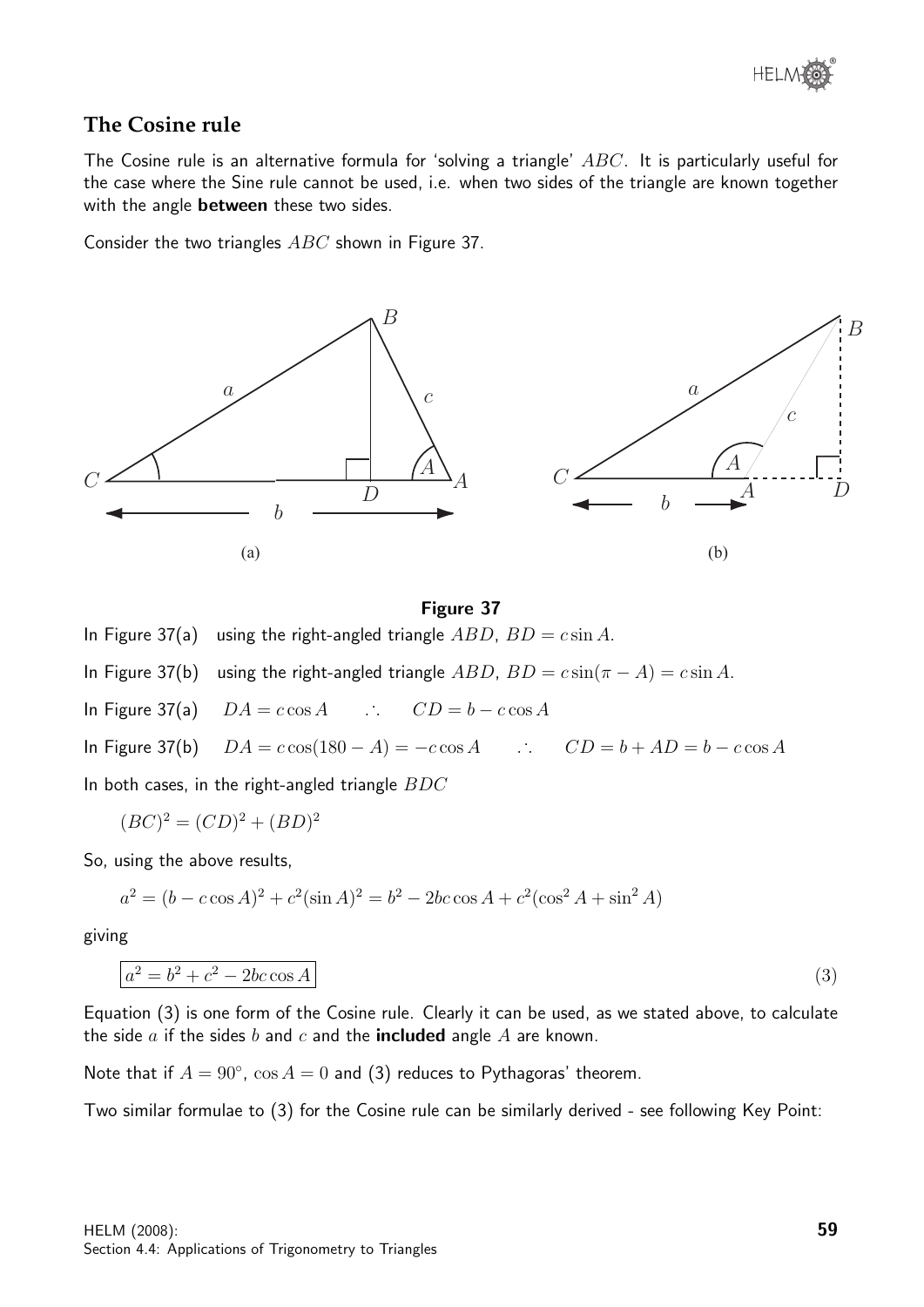## The Cosine rule

The Cosine rule is an alternative formula for 'solving a triangle' $ABC$. It is particularly useful for the case where the Sine rule cannot be used, i.e. when two sides of the triangle are known together with the angle **between** these two sides.

Consider the two triangles $ABC$ shown in Figure 37.

**Figure 37**

In Figure 37(a) using the right-angled triangle $ABD$, $BD = c \sin A$.

In Figure 37(b) using the right-angled triangle $ABD$, $BD = c \sin(\pi - A) = c \sin A$.

In Figure 37(a) $DA = c \cos A \quad \therefore \quad CD = b - c \cos A$

In Figure 37(b) $DA = c \cos(180 - A) = -c \cos A \quad \therefore \quad CD = b + AD = b - c \cos A$

In both cases, in the right-angled triangle $BDC$

$$(BC)^2 = (CD)^2 + (BD)^2$$

So, using the above results,

$$a^2 = (b - c \cos A)^2 + c^2(\sin A)^2 = b^2 - 2bc \cos A + c^2(\cos^2 A + \sin^2 A)$$

giving

$$\boxed{a^2 = b^2 + c^2 - 2bc \cos A} \qquad (3)$$

Equation (3) is one form of the Cosine rule. Clearly it can be used, as we stated above, to calculate the side $a$ if the sides $b$ and $c$ and the **included** angle $A$ are known.

Note that if $A = 90^\circ$, $\cos A = 0$ and (3) reduces to Pythagoras' theorem.

Two similar formulae to (3) for the Cosine rule can be similarly derived - see following Key Point: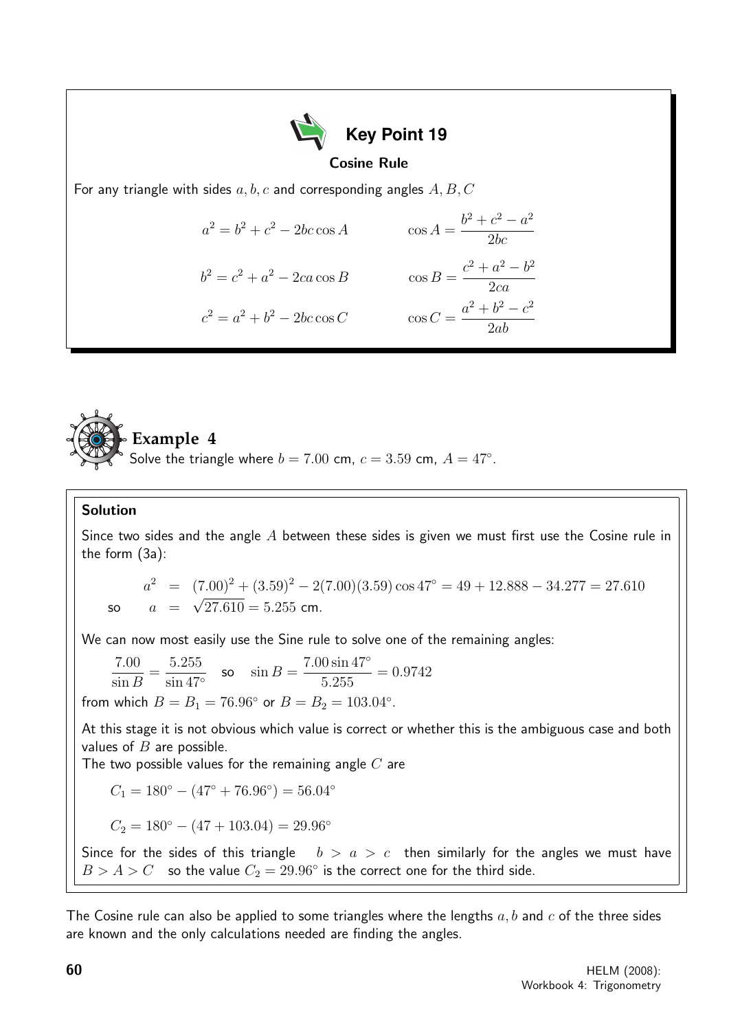## Key Point 19

**Cosine Rule**

For any triangle with sides $a, b, c$ and corresponding angles $A, B, C$

$$a^2 = b^2 + c^2 - 2bc\cos A \qquad \cos A = \frac{b^2 + c^2 - a^2}{2bc}$$

$$b^2 = c^2 + a^2 - 2ca\cos B \qquad \cos B = \frac{c^2 + a^2 - b^2}{2ca}$$

$$c^2 = a^2 + b^2 - 2bc\cos C \qquad \cos C = \frac{a^2 + b^2 - c^2}{2ab}$$

## Example 4

Solve the triangle where $b = 7.00$ cm, $c = 3.59$ cm, $A = 47^\circ$.

**Solution**

Since two sides and the angle $A$ between these sides is given we must first use the Cosine rule in the form (3a):

$$a^2 = (7.00)^2 + (3.59)^2 - 2(7.00)(3.59)\cos 47^\circ = 49 + 12.888 - 34.277 = 27.610$$

so $\quad a = \sqrt{27.610} = 5.255$ cm.

We can now most easily use the Sine rule to solve one of the remaining angles:

$$\frac{7.00}{\sin B} = \frac{5.255}{\sin 47^\circ} \quad \text{so} \quad \sin B = \frac{7.00\sin 47^\circ}{5.255} = 0.9742$$

from which $B = B_1 = 76.96^\circ$ or $B = B_2 = 103.04^\circ$.

At this stage it is not obvious which value is correct or whether this is the ambiguous case and both values of $B$ are possible.

The two possible values for the remaining angle $C$ are

$$C_1 = 180^\circ - (47^\circ + 76.96^\circ) = 56.04^\circ$$

$$C_2 = 180^\circ - (47 + 103.04) = 29.96^\circ$$

Since for the sides of this triangle $\;b > a > c\;$ then similarly for the angles we must have $B > A > C$ so the value $C_2 = 29.96^\circ$ is the correct one for the third side.

The Cosine rule can also be applied to some triangles where the lengths $a, b$ and $c$ of the three sides are known and the only calculations needed are finding the angles.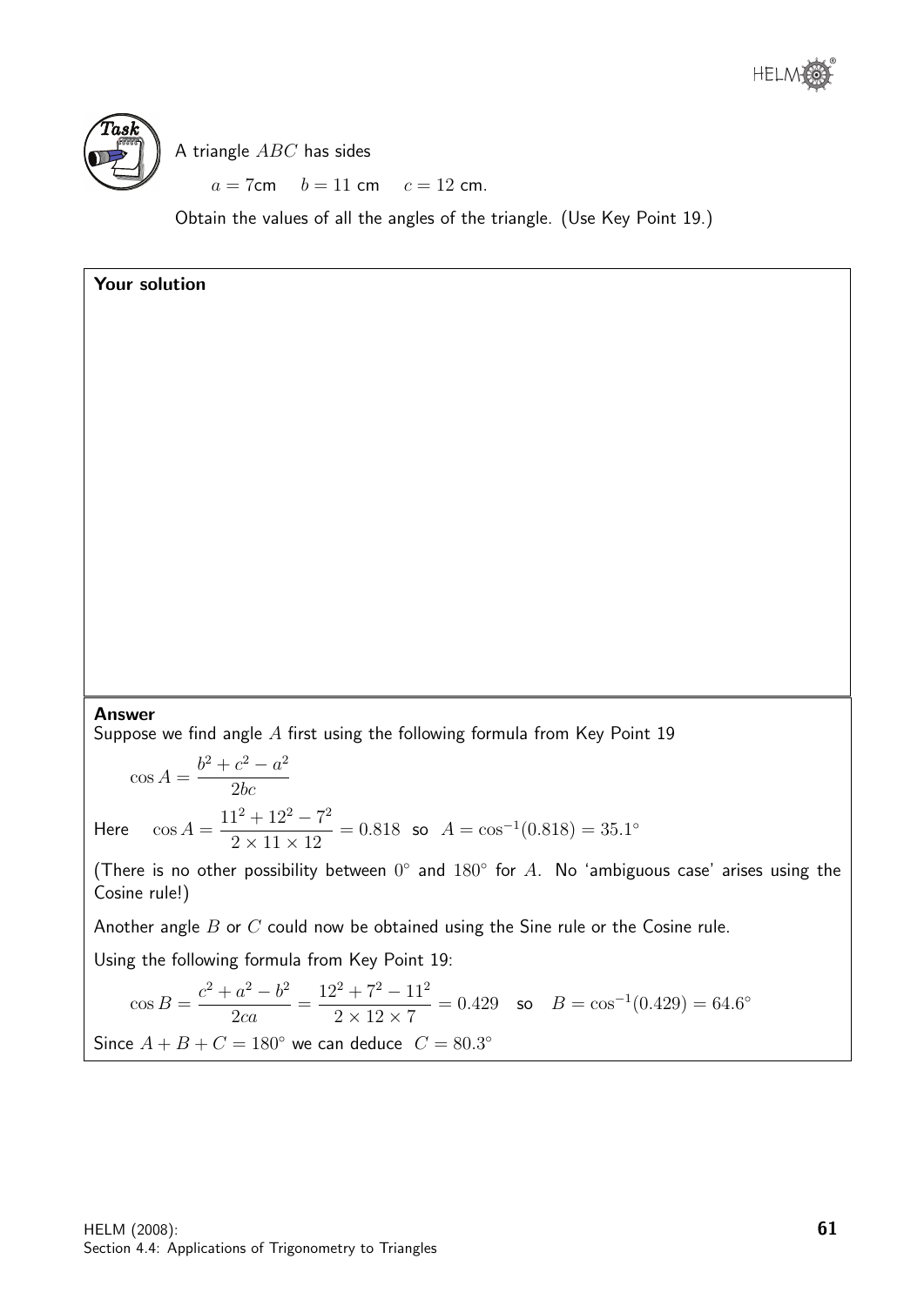**Task**

A triangle $ABC$ has sides

$a = 7\text{cm} \quad b = 11 \text{ cm} \quad c = 12 \text{ cm}.$

Obtain the values of all the angles of the triangle. (Use Key Point 19.)

**Your solution**

**Answer**

Suppose we find angle $A$ first using the following formula from Key Point 19

$$\cos A = \frac{b^2 + c^2 - a^2}{2bc}$$

Here $\quad \cos A = \dfrac{11^2 + 12^2 - 7^2}{2 \times 11 \times 12} = 0.818$ so $A = \cos^{-1}(0.818) = 35.1^\circ$

(There is no other possibility between $0^\circ$ and $180^\circ$ for $A$. No 'ambiguous case' arises using the Cosine rule!)

Another angle $B$ or $C$ could now be obtained using the Sine rule or the Cosine rule.

Using the following formula from Key Point 19:

$$\cos B = \frac{c^2 + a^2 - b^2}{2ca} = \frac{12^2 + 7^2 - 11^2}{2 \times 12 \times 7} = 0.429 \quad \text{so} \quad B = \cos^{-1}(0.429) = 64.6^\circ$$

Since $A + B + C = 180^\circ$ we can deduce $C = 80.3^\circ$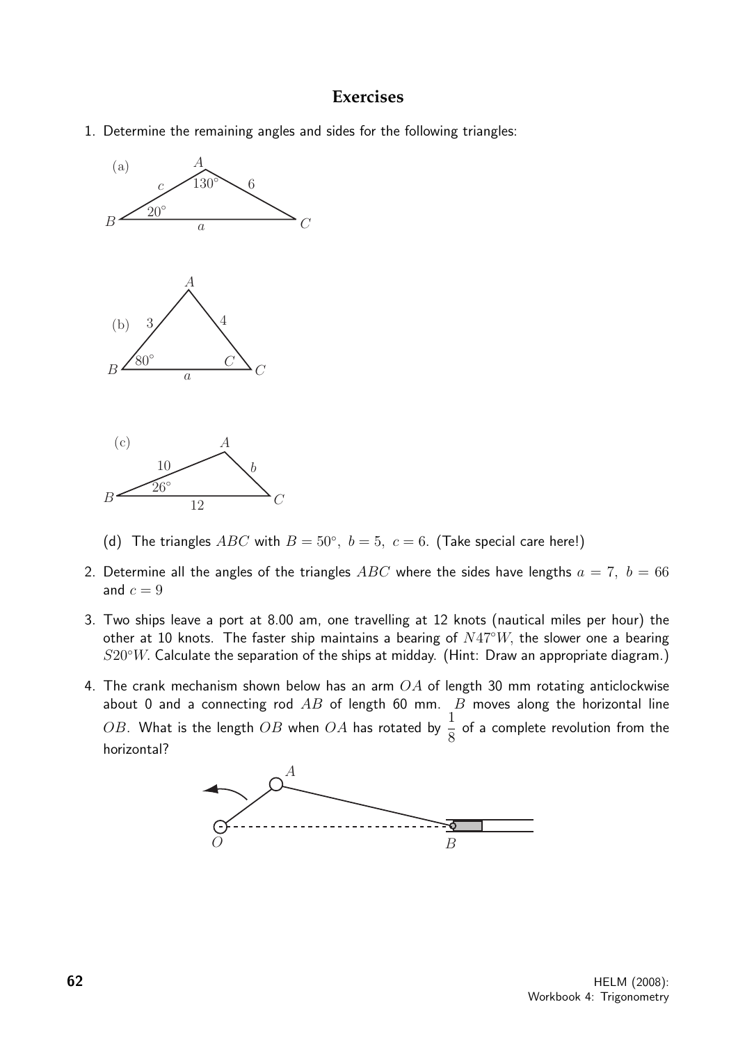## Exercises

1. Determine the remaining angles and sides for the following triangles:

(a) $A$, $c$, $130°$, $6$, $B$, $20°$, $a$, $C$

(b) $A$, $3$, $4$, $B$, $80°$, $C$, $C$, $a$

(c) $A$, $10$, $b$, $26°$, $B$, $12$, $C$

(d) The triangles $ABC$ with $B = 50°,\ b = 5,\ c = 6.$ (Take special care here!)

2. Determine all the angles of the triangles $ABC$ where the sides have lengths $a = 7,\ b = 66$ and $c = 9$

3. Two ships leave a port at 8.00 am, one travelling at 12 knots (nautical miles per hour) the other at 10 knots. The faster ship maintains a bearing of $N47°W$, the slower one a bearing $S20°W$. Calculate the separation of the ships at midday. (Hint: Draw an appropriate diagram.)

4. The crank mechanism shown below has an arm $OA$ of length 30 mm rotating anticlockwise about 0 and a connecting rod $AB$ of length 60 mm. $B$ moves along the horizontal line $OB$. What is the length $OB$ when $OA$ has rotated by $\dfrac{1}{8}$ of a complete revolution from the horizontal?

$A$, $O$, $B$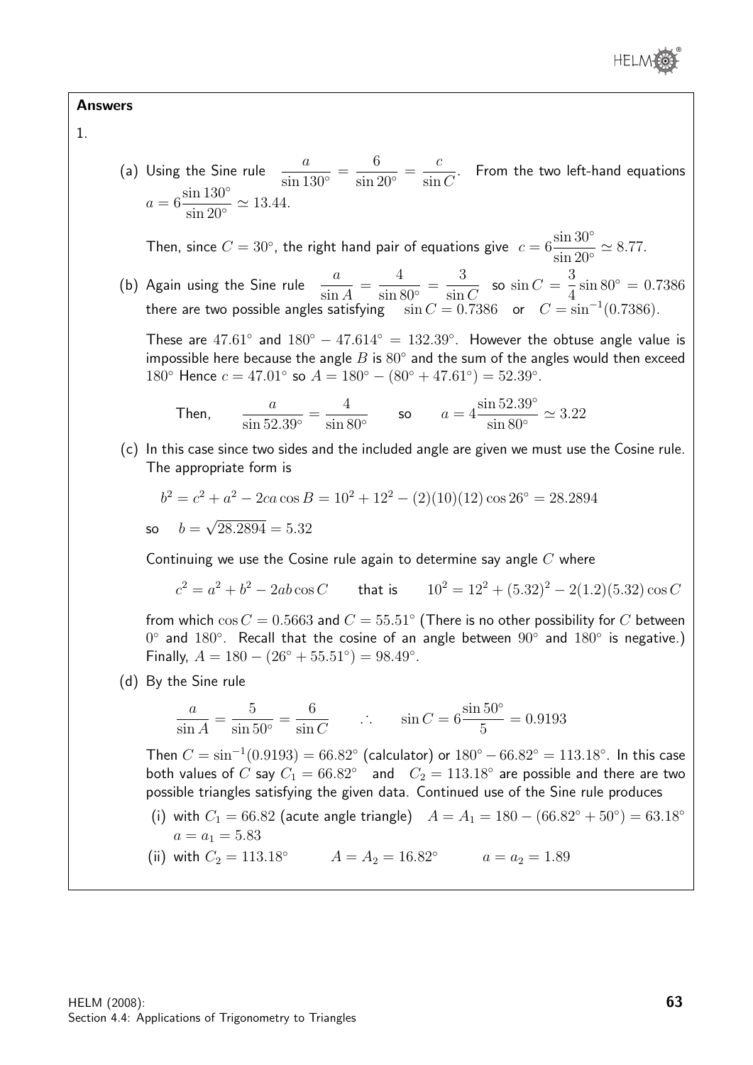**Answers**

1.

(a) Using the Sine rule $\dfrac{a}{\sin 130^\circ} = \dfrac{6}{\sin 20^\circ} = \dfrac{c}{\sin C}$. From the two left-hand equations $a = 6\dfrac{\sin 130^\circ}{\sin 20^\circ} \simeq 13.44$.

Then, since $C = 30^\circ$, the right hand pair of equations give $c = 6\dfrac{\sin 30^\circ}{\sin 20^\circ} \simeq 8.77$.

(b) Again using the Sine rule $\dfrac{a}{\sin A} = \dfrac{4}{\sin 80^\circ} = \dfrac{3}{\sin C}$ so $\sin C = \dfrac{3}{4}\sin 80^\circ = 0.7386$ there are two possible angles satisfying $\sin C = 0.7386$ or $C = \sin^{-1}(0.7386)$.

These are $47.61^\circ$ and $180^\circ - 47.614^\circ = 132.39^\circ$. However the obtuse angle value is impossible here because the angle $B$ is $80^\circ$ and the sum of the angles would then exceed $180^\circ$ Hence $c = 47.01^\circ$ so $A = 180^\circ - (80^\circ + 47.61^\circ) = 52.39^\circ$.

Then, $\dfrac{a}{\sin 52.39^\circ} = \dfrac{4}{\sin 80^\circ}$ so $a = 4\dfrac{\sin 52.39^\circ}{\sin 80^\circ} \simeq 3.22$

(c) In this case since two sides and the included angle are given we must use the Cosine rule. The appropriate form is

$$b^2 = c^2 + a^2 - 2ca\cos B = 10^2 + 12^2 - (2)(10)(12)\cos 26^\circ = 28.2894$$

so $b = \sqrt{28.2894} = 5.32$

Continuing we use the Cosine rule again to determine say angle $C$ where

$$c^2 = a^2 + b^2 - 2ab\cos C \qquad \text{that is} \qquad 10^2 = 12^2 + (5.32)^2 - 2(1.2)(5.32)\cos C$$

from which $\cos C = 0.5663$ and $C = 55.51^\circ$ (There is no other possibility for $C$ between $0^\circ$ and $180^\circ$. Recall that the cosine of an angle between $90^\circ$ and $180^\circ$ is negative.) Finally, $A = 180 - (26^\circ + 55.51^\circ) = 98.49^\circ$.

(d) By the Sine rule

$$\frac{a}{\sin A} = \frac{5}{\sin 50^\circ} = \frac{6}{\sin C} \qquad \therefore \qquad \sin C = 6\frac{\sin 50^\circ}{5} = 0.9193$$

Then $C = \sin^{-1}(0.9193) = 66.82^\circ$ (calculator) or $180^\circ - 66.82^\circ = 113.18^\circ$. In this case both values of $C$ say $C_1 = 66.82^\circ$ and $C_2 = 113.18^\circ$ are possible and there are two possible triangles satisfying the given data. Continued use of the Sine rule produces

(i) with $C_1 = 66.82$ (acute angle triangle) $A = A_1 = 180 - (66.82^\circ + 50^\circ) = 63.18^\circ$ $a = a_1 = 5.83$

(ii) with $C_2 = 113.18^\circ$ $\quad A = A_2 = 16.82^\circ$ $\quad a = a_2 = 1.89$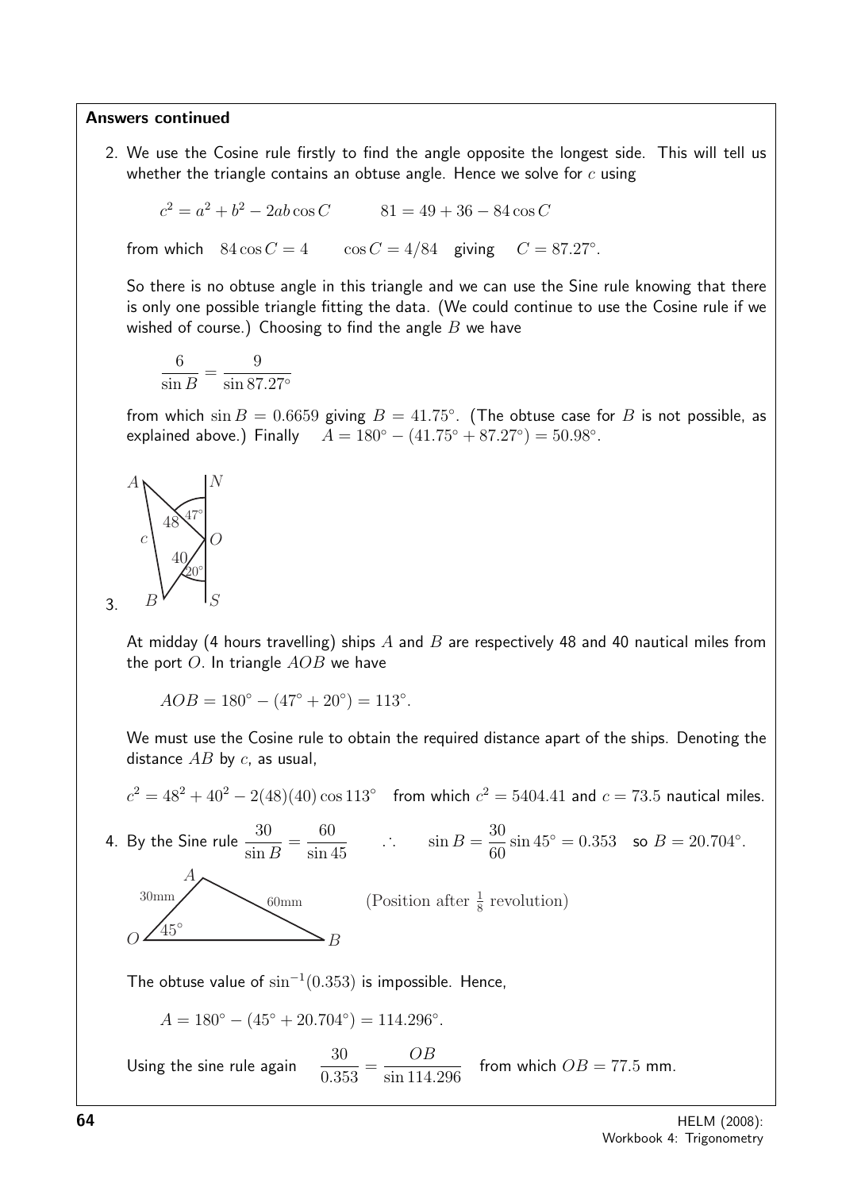**Answers continued**

2. We use the Cosine rule firstly to find the angle opposite the longest side. This will tell us whether the triangle contains an obtuse angle. Hence we solve for $c$ using

$$c^2 = a^2 + b^2 - 2ab\cos C \qquad 81 = 49 + 36 - 84\cos C$$

from which $\quad 84\cos C = 4 \qquad \cos C = 4/84 \quad$ giving $\quad C = 87.27°.$

So there is no obtuse angle in this triangle and we can use the Sine rule knowing that there is only one possible triangle fitting the data. (We could continue to use the Cosine rule if we wished of course.) Choosing to find the angle $B$ we have

$$\frac{6}{\sin B} = \frac{9}{\sin 87.27°}$$

from which $\sin B = 0.6659$ giving $B = 41.75°$. (The obtuse case for $B$ is not possible, as explained above.) Finally $\quad A = 180° - (41.75° + 87.27°) = 50.98°.$

3.

A
N
48
47°
c
O
40
20°
B
S

At midday (4 hours travelling) ships $A$ and $B$ are respectively 48 and 40 nautical miles from the port $O$. In triangle $AOB$ we have

$$AOB = 180° - (47° + 20°) = 113°.$$

We must use the Cosine rule to obtain the required distance apart of the ships. Denoting the distance $AB$ by $c$, as usual,

$c^2 = 48^2 + 40^2 - 2(48)(40)\cos 113° \quad$ from which $c^2 = 5404.41$ and $c = 73.5$ nautical miles.

4. By the Sine rule $\dfrac{30}{\sin B} = \dfrac{60}{\sin 45} \qquad \therefore \qquad \sin B = \dfrac{30}{60}\sin 45° = 0.353 \quad$ so $B = 20.704°.$

A
30mm
60mm
O
45°
B

(Position after $\frac{1}{8}$ revolution)

The obtuse value of $\sin^{-1}(0.353)$ is impossible. Hence,

$$A = 180° - (45° + 20.704°) = 114.296°.$$

Using the sine rule again $\quad \dfrac{30}{0.353} = \dfrac{OB}{\sin 114.296} \quad$ from which $OB = 77.5$ mm.